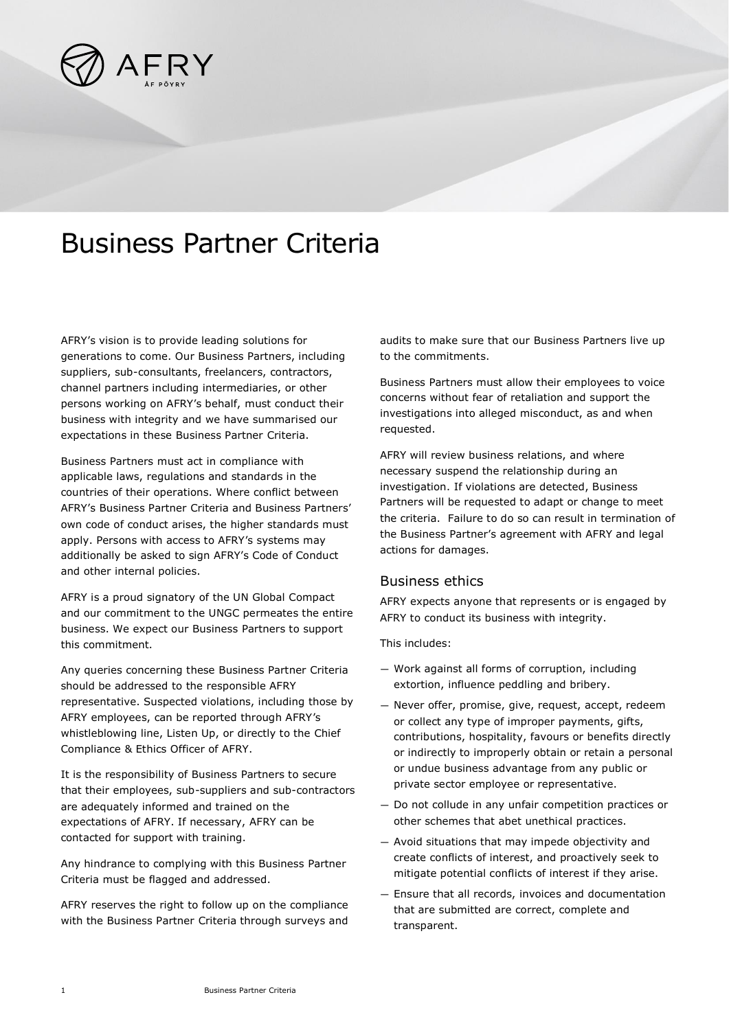# Business Partner Criteria

AFRY's vision is to provide leading solutions for generations to come. Our Business Partners, including suppliers, sub-consultants, freelancers, contractors, channel partners including intermediaries, or other persons working on AFRY's behalf, must conduct their business with integrity and we have summarised our expectations in these Business Partner Criteria.

Business Partners must act in compliance with applicable laws, regulations and standards in the countries of their operations. Where conflict between AFRY's Business Partner Criteria and Business Partners' own code of conduct arises, the higher standards must apply. Persons with access to AFRY's systems may additionally be asked to sign AFRY's Code of Conduct and other internal policies.

AFRY is a proud signatory of the UN Global Compact and our commitment to the UNGC permeates the entire business. We expect our Business Partners to support this commitment.

Any queries concerning these Business Partner Criteria should be addressed to the responsible AFRY representative. Suspected violations, including those by AFRY employees, can be reported through AFRY's whistleblowing line, Listen Up, or directly to the Chief Compliance & Ethics Officer of AFRY.

It is the responsibility of Business Partners to secure that their employees, sub-suppliers and sub-contractors are adequately informed and trained on the expectations of AFRY. If necessary, AFRY can be contacted for support with training.

Any hindrance to complying with this Business Partner Criteria must be flagged and addressed.

AFRY reserves the right to follow up on the compliance with the Business Partner Criteria through surveys and audits to make sure that our Business Partners live up to the commitments.

Business Partners must allow their employees to voice concerns without fear of retaliation and support the investigations into alleged misconduct, as and when requested.

AFRY will review business relations, and where necessary suspend the relationship during an investigation. If violations are detected, Business Partners will be requested to adapt or change to meet the criteria. Failure to do so can result in termination of the Business Partner's agreement with AFRY and legal actions for damages.

## Business ethics

AFRY expects anyone that represents or is engaged by AFRY to conduct its business with integrity.

This includes:

- Work against all forms of corruption, including extortion, influence peddling and bribery.
- Never offer, promise, give, request, accept, redeem or collect any type of improper payments, gifts, contributions, hospitality, favours or benefits directly or indirectly to improperly obtain or retain a personal or undue business advantage from any public or private sector employee or representative.
- Do not collude in any unfair competition practices or other schemes that abet unethical practices.
- Avoid situations that may impede objectivity and create conflicts of interest, and proactively seek to mitigate potential conflicts of interest if they arise.
- Ensure that all records, invoices and documentation that are submitted are correct, complete and transparent.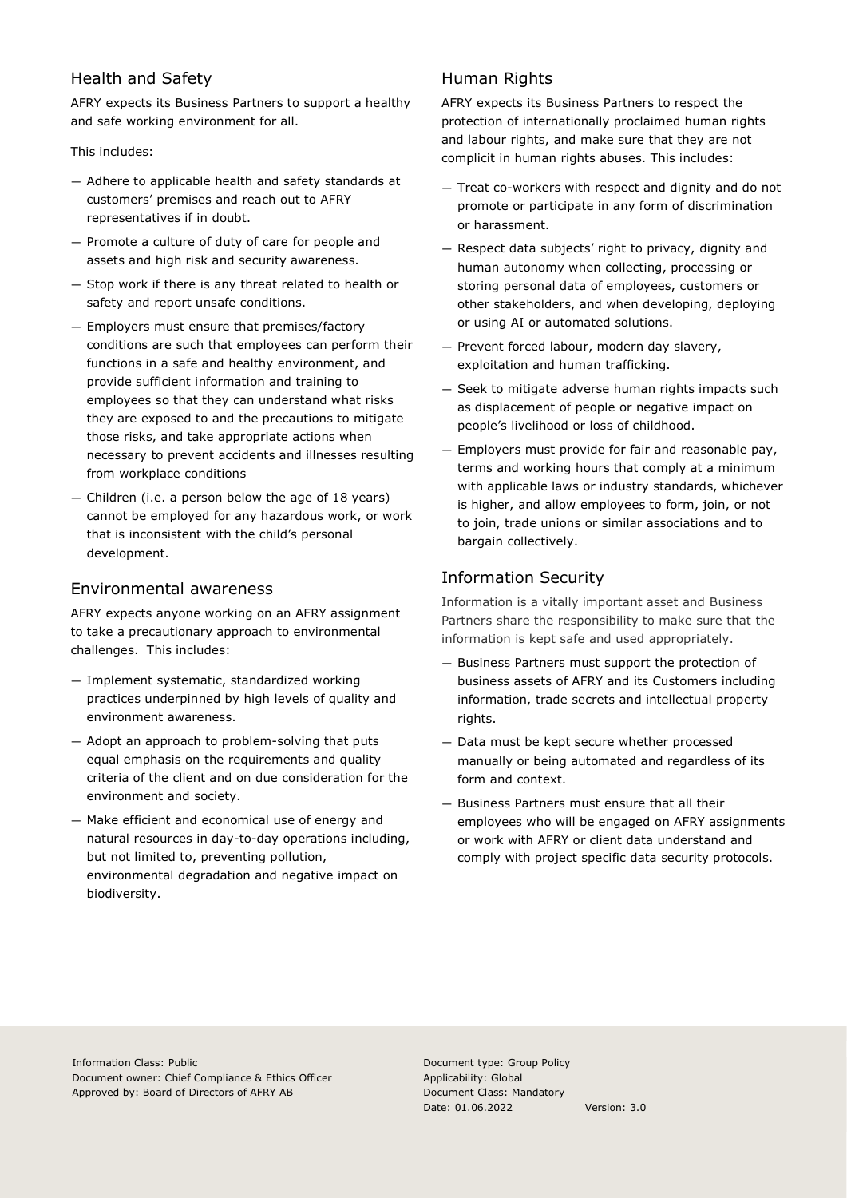## Health and Safety

AFRY expects its Business Partners to support a healthy and safe working environment for all.

This includes:

- Adhere to applicable health and safety standards at customers' premises and reach out to AFRY representatives if in doubt.
- Promote a culture of duty of care for people and assets and high risk and security awareness.
- Stop work if there is any threat related to health or safety and report unsafe conditions.
- Employers must ensure that premises/factory conditions are such that employees can perform their functions in a safe and healthy environment, and provide sufficient information and training to employees so that they can understand what risks they are exposed to and the precautions to mitigate those risks, and take appropriate actions when necessary to prevent accidents and illnesses resulting from workplace conditions
- Children (i.e. a person below the age of 18 years) cannot be employed for any hazardous work, or work that is inconsistent with the child's personal development.

## Environmental awareness

AFRY expects anyone working on an AFRY assignment to take a precautionary approach to environmental challenges. This includes:

- Implement systematic, standardized working practices underpinned by high levels of quality and environment awareness.
- Adopt an approach to problem-solving that puts equal emphasis on the requirements and quality criteria of the client and on due consideration for the environment and society.
- Make efficient and economical use of energy and natural resources in day-to-day operations including, but not limited to, preventing pollution, environmental degradation and negative impact on biodiversity.

## Human Rights

AFRY expects its Business Partners to respect the protection of internationally proclaimed human rights and labour rights, and make sure that they are not complicit in human rights abuses. This includes:

- Treat co-workers with respect and dignity and do not promote or participate in any form of discrimination or harassment.
- Respect data subjects' right to privacy, dignity and human autonomy when collecting, processing or storing personal data of employees, customers or other stakeholders, and when developing, deploying or using AI or automated solutions.
- Prevent forced labour, modern day slavery, exploitation and human trafficking.
- Seek to mitigate adverse human rights impacts such as displacement of people or negative impact on people's livelihood or loss of childhood.
- Employers must provide for fair and reasonable pay, terms and working hours that comply at a minimum with applicable laws or industry standards, whichever is higher, and allow employees to form, join, or not to join, trade unions or similar associations and to bargain collectively.

## Information Security

Information is a vitally important asset and Business Partners share the responsibility to make sure that the information is kept safe and used appropriately.

- Business Partners must support the protection of business assets of AFRY and its Customers including information, trade secrets and intellectual property rights.
- Data must be kept secure whether processed manually or being automated and regardless of its form and context.
- Business Partners must ensure that all their employees who will be engaged on AFRY assignments or work with AFRY or client data understand and comply with project specific data security protocols.

Information Class: Public
Document owner: Chief Compliance & Ethics Officer
Approved by: Board of Directors of AFRY AB

Document type: Group Policy
Applicability: Global
Document Class: Mandatory
Date: 01.06.2022 Version: 3.0